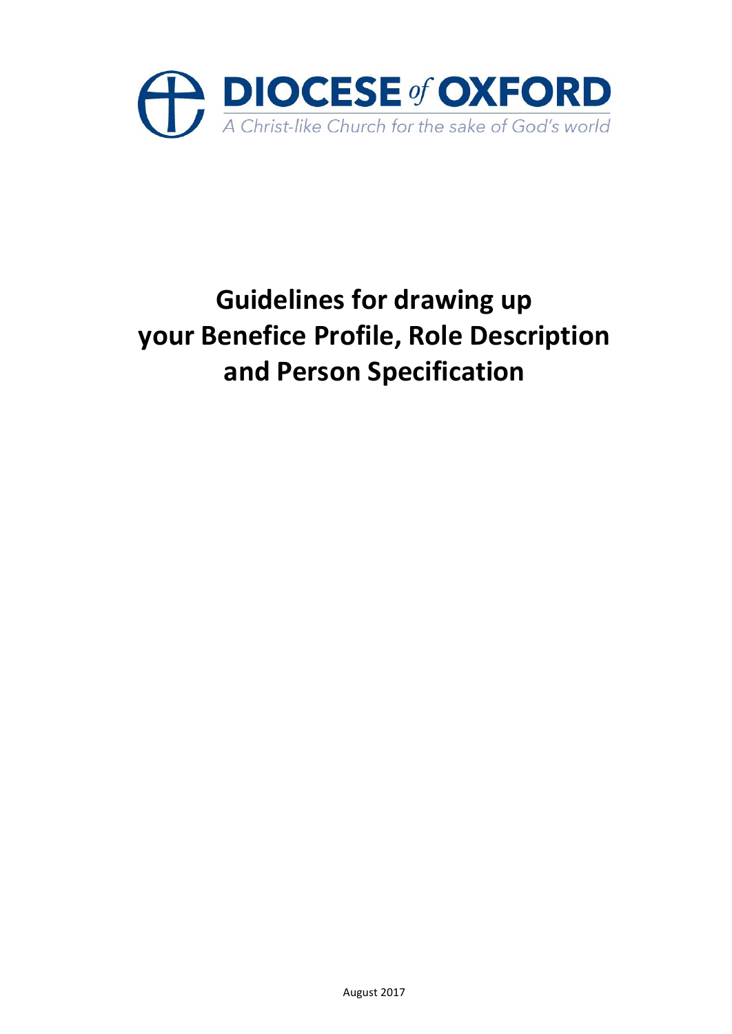**DIOCESE of OXFORD**

*A Christ-like Church for the sake of God's world*

# Guidelines for drawing up your Benefice Profile, Role Description and Person Specification

August 2017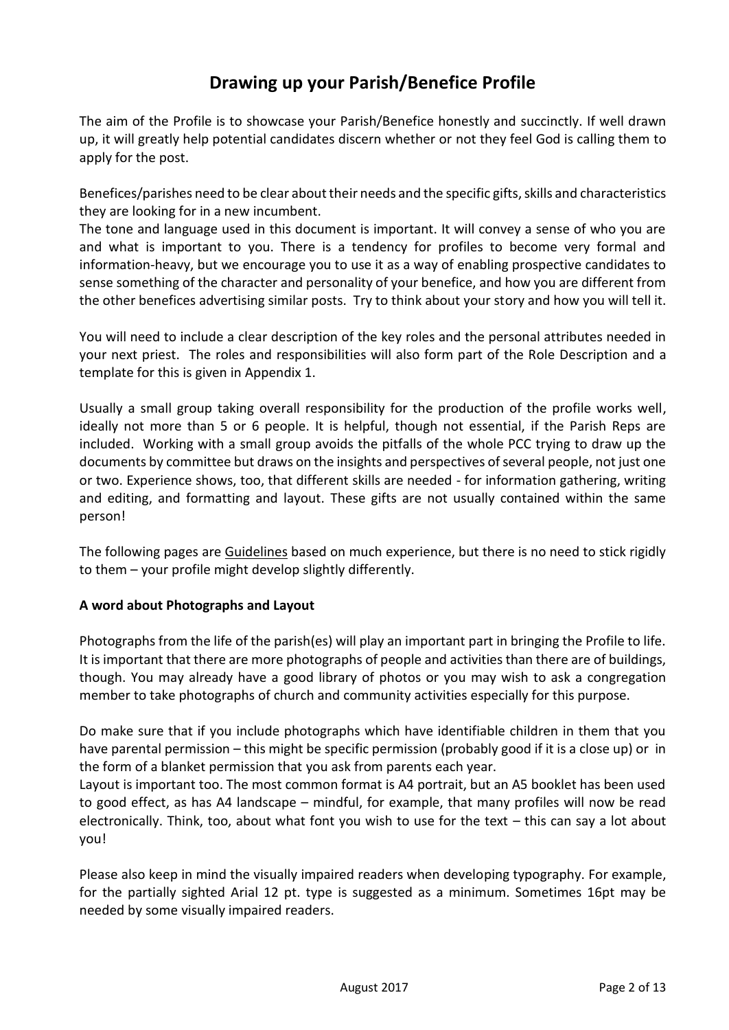# Drawing up your Parish/Benefice Profile

The aim of the Profile is to showcase your Parish/Benefice honestly and succinctly. If well drawn up, it will greatly help potential candidates discern whether or not they feel God is calling them to apply for the post.

Benefices/parishes need to be clear about their needs and the specific gifts, skills and characteristics they are looking for in a new incumbent.
The tone and language used in this document is important. It will convey a sense of who you are and what is important to you. There is a tendency for profiles to become very formal and information-heavy, but we encourage you to use it as a way of enabling prospective candidates to sense something of the character and personality of your benefice, and how you are different from the other benefices advertising similar posts. Try to think about your story and how you will tell it.

You will need to include a clear description of the key roles and the personal attributes needed in your next priest. The roles and responsibilities will also form part of the Role Description and a template for this is given in Appendix 1.

Usually a small group taking overall responsibility for the production of the profile works well, ideally not more than 5 or 6 people. It is helpful, though not essential, if the Parish Reps are included. Working with a small group avoids the pitfalls of the whole PCC trying to draw up the documents by committee but draws on the insights and perspectives of several people, not just one or two. Experience shows, too, that different skills are needed - for information gathering, writing and editing, and formatting and layout. These gifts are not usually contained within the same person!

The following pages are <u>Guidelines</u> based on much experience, but there is no need to stick rigidly to them – your profile might develop slightly differently.

**A word about Photographs and Layout**

Photographs from the life of the parish(es) will play an important part in bringing the Profile to life. It is important that there are more photographs of people and activities than there are of buildings, though. You may already have a good library of photos or you may wish to ask a congregation member to take photographs of church and community activities especially for this purpose.

Do make sure that if you include photographs which have identifiable children in them that you have parental permission – this might be specific permission (probably good if it is a close up) or in the form of a blanket permission that you ask from parents each year.
Layout is important too. The most common format is A4 portrait, but an A5 booklet has been used to good effect, as has A4 landscape – mindful, for example, that many profiles will now be read electronically. Think, too, about what font you wish to use for the text – this can say a lot about you!

Please also keep in mind the visually impaired readers when developing typography. For example, for the partially sighted Arial 12 pt. type is suggested as a minimum. Sometimes 16pt may be needed by some visually impaired readers.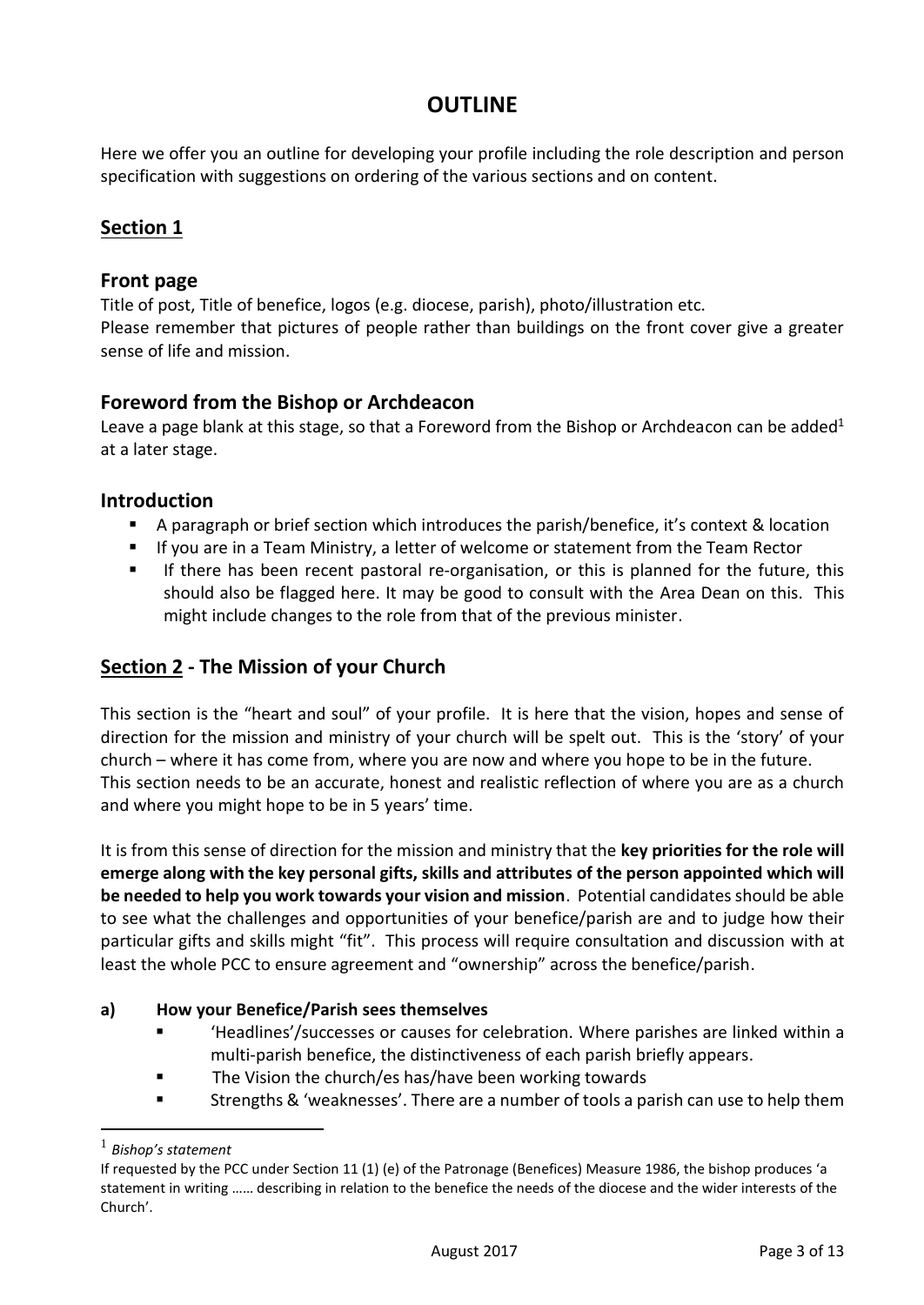# OUTLINE

Here we offer you an outline for developing your profile including the role description and person specification with suggestions on ordering of the various sections and on content.

## Section 1

### Front page

Title of post, Title of benefice, logos (e.g. diocese, parish), photo/illustration etc.
Please remember that pictures of people rather than buildings on the front cover give a greater sense of life and mission.

### Foreword from the Bishop or Archdeacon

Leave a page blank at this stage, so that a Foreword from the Bishop or Archdeacon can be added[1] at a later stage.

### Introduction

- A paragraph or brief section which introduces the parish/benefice, it's context & location
- If you are in a Team Ministry, a letter of welcome or statement from the Team Rector
- If there has been recent pastoral re-organisation, or this is planned for the future, this should also be flagged here. It may be good to consult with the Area Dean on this. This might include changes to the role from that of the previous minister.

## Section 2 - The Mission of your Church

This section is the "heart and soul" of your profile. It is here that the vision, hopes and sense of direction for the mission and ministry of your church will be spelt out. This is the 'story' of your church – where it has come from, where you are now and where you hope to be in the future.
This section needs to be an accurate, honest and realistic reflection of where you are as a church and where you might hope to be in 5 years' time.

It is from this sense of direction for the mission and ministry that the **key priorities for the role will emerge along with the key personal gifts, skills and attributes of the person appointed which will be needed to help you work towards your vision and mission**. Potential candidates should be able to see what the challenges and opportunities of your benefice/parish are and to judge how their particular gifts and skills might "fit". This process will require consultation and discussion with at least the whole PCC to ensure agreement and "ownership" across the benefice/parish.

**a) How your Benefice/Parish sees themselves**

- 'Headlines'/successes or causes for celebration. Where parishes are linked within a multi-parish benefice, the distinctiveness of each parish briefly appears.
- The Vision the church/es has/have been working towards
- Strengths & 'weaknesses'. There are a number of tools a parish can use to help them

---

[1] *Bishop's statement*
If requested by the PCC under Section 11 (1) (e) of the Patronage (Benefices) Measure 1986, the bishop produces 'a statement in writing …… describing in relation to the benefice the needs of the diocese and the wider interests of the Church'.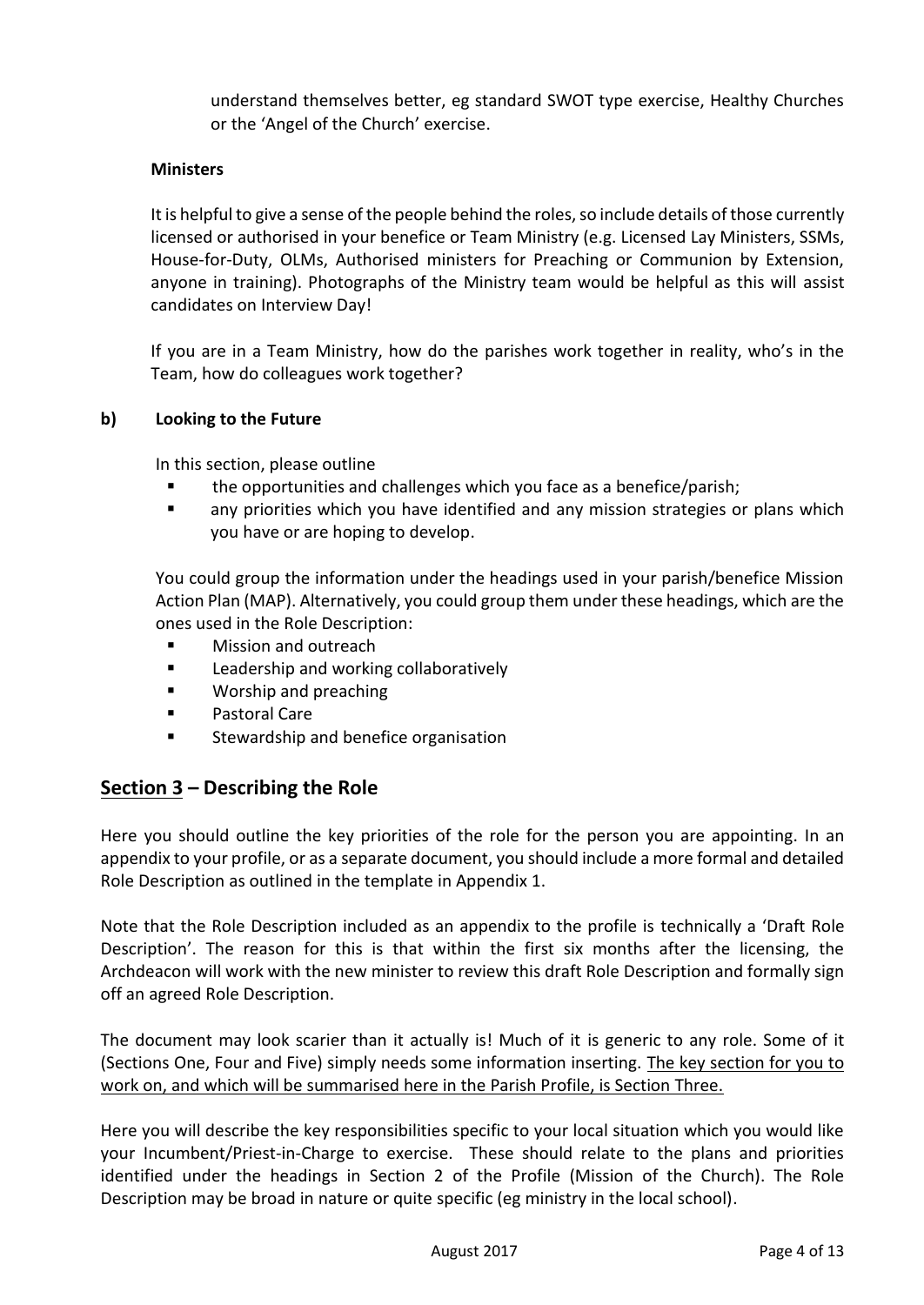understand themselves better, eg standard SWOT type exercise, Healthy Churches or the 'Angel of the Church' exercise.

**Ministers**

It is helpful to give a sense of the people behind the roles, so include details of those currently licensed or authorised in your benefice or Team Ministry (e.g. Licensed Lay Ministers, SSMs, House-for-Duty, OLMs, Authorised ministers for Preaching or Communion by Extension, anyone in training). Photographs of the Ministry team would be helpful as this will assist candidates on Interview Day!

If you are in a Team Ministry, how do the parishes work together in reality, who's in the Team, how do colleagues work together?

**b) Looking to the Future**

In this section, please outline

- the opportunities and challenges which you face as a benefice/parish;
- any priorities which you have identified and any mission strategies or plans which you have or are hoping to develop.

You could group the information under the headings used in your parish/benefice Mission Action Plan (MAP). Alternatively, you could group them under these headings, which are the ones used in the Role Description:

- Mission and outreach
- Leadership and working collaboratively
- Worship and preaching
- Pastoral Care
- Stewardship and benefice organisation

## <u>Section 3</u> – Describing the Role

Here you should outline the key priorities of the role for the person you are appointing. In an appendix to your profile, or as a separate document, you should include a more formal and detailed Role Description as outlined in the template in Appendix 1.

Note that the Role Description included as an appendix to the profile is technically a 'Draft Role Description'. The reason for this is that within the first six months after the licensing, the Archdeacon will work with the new minister to review this draft Role Description and formally sign off an agreed Role Description.

The document may look scarier than it actually is! Much of it is generic to any role. Some of it (Sections One, Four and Five) simply needs some information inserting. <u>The key section for you to work on, and which will be summarised here in the Parish Profile, is Section Three.</u>

Here you will describe the key responsibilities specific to your local situation which you would like your Incumbent/Priest-in-Charge to exercise. These should relate to the plans and priorities identified under the headings in Section 2 of the Profile (Mission of the Church). The Role Description may be broad in nature or quite specific (eg ministry in the local school).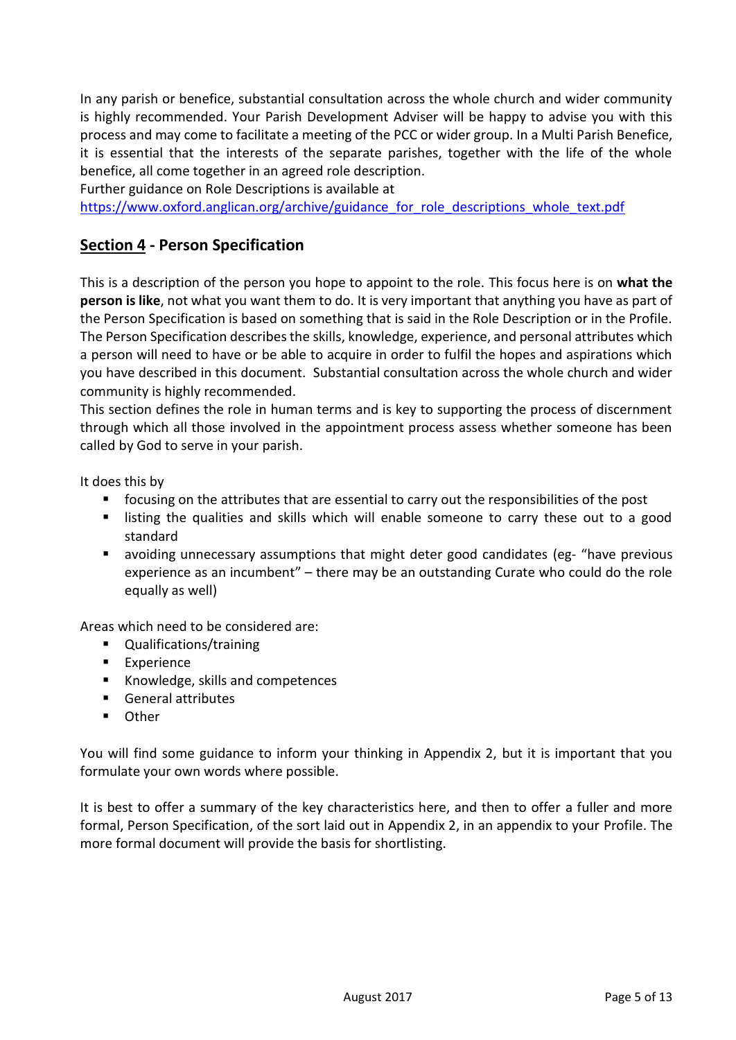In any parish or benefice, substantial consultation across the whole church and wider community is highly recommended. Your Parish Development Adviser will be happy to advise you with this process and may come to facilitate a meeting of the PCC or wider group. In a Multi Parish Benefice, it is essential that the interests of the separate parishes, together with the life of the whole benefice, all come together in an agreed role description.

Further guidance on Role Descriptions is available at
https://www.oxford.anglican.org/archive/guidance_for_role_descriptions_whole_text.pdf

## Section 4 - Person Specification

This is a description of the person you hope to appoint to the role. This focus here is on **what the person is like**, not what you want them to do. It is very important that anything you have as part of the Person Specification is based on something that is said in the Role Description or in the Profile. The Person Specification describes the skills, knowledge, experience, and personal attributes which a person will need to have or be able to acquire in order to fulfil the hopes and aspirations which you have described in this document. Substantial consultation across the whole church and wider community is highly recommended.

This section defines the role in human terms and is key to supporting the process of discernment through which all those involved in the appointment process assess whether someone has been called by God to serve in your parish.

It does this by

- focusing on the attributes that are essential to carry out the responsibilities of the post
- listing the qualities and skills which will enable someone to carry these out to a good standard
- avoiding unnecessary assumptions that might deter good candidates (eg- "have previous experience as an incumbent" – there may be an outstanding Curate who could do the role equally as well)

Areas which need to be considered are:

- Qualifications/training
- Experience
- Knowledge, skills and competences
- General attributes
- Other

You will find some guidance to inform your thinking in Appendix 2, but it is important that you formulate your own words where possible.

It is best to offer a summary of the key characteristics here, and then to offer a fuller and more formal, Person Specification, of the sort laid out in Appendix 2, in an appendix to your Profile. The more formal document will provide the basis for shortlisting.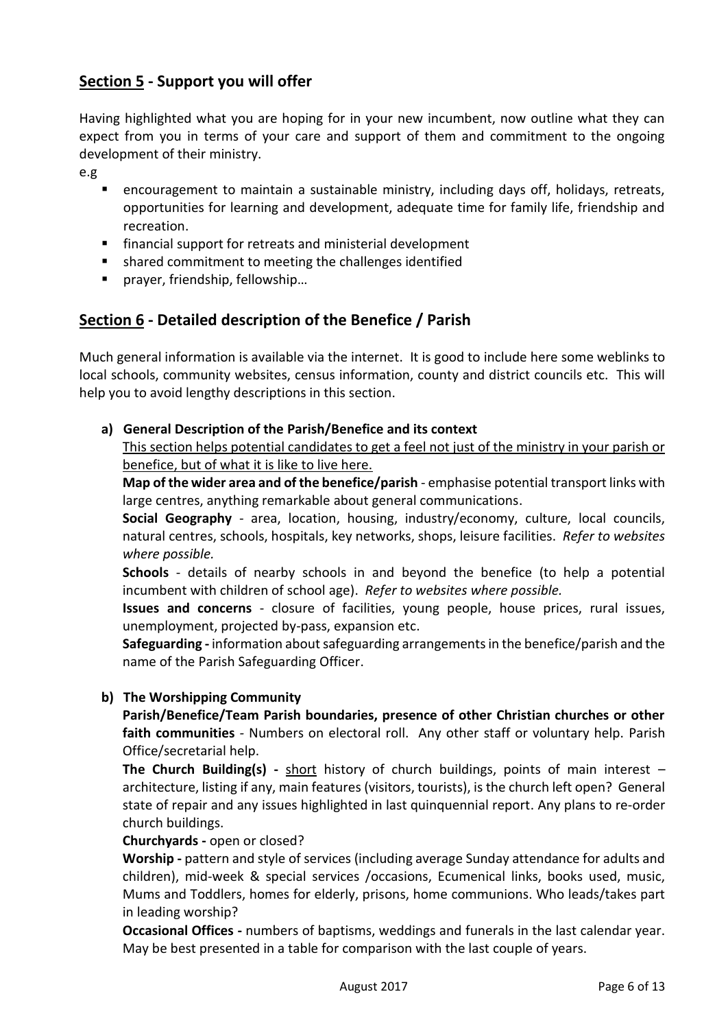## <u>Section 5</u> - Support you will offer

Having highlighted what you are hoping for in your new incumbent, now outline what they can expect from you in terms of your care and support of them and commitment to the ongoing development of their ministry.

e.g

- encouragement to maintain a sustainable ministry, including days off, holidays, retreats, opportunities for learning and development, adequate time for family life, friendship and recreation.
- financial support for retreats and ministerial development
- shared commitment to meeting the challenges identified
- prayer, friendship, fellowship…

## <u>Section 6</u> - Detailed description of the Benefice / Parish

Much general information is available via the internet. It is good to include here some weblinks to local schools, community websites, census information, county and district councils etc. This will help you to avoid lengthy descriptions in this section.

**a) General Description of the Parish/Benefice and its context**

<u>This section helps potential candidates to get a feel not just of the ministry in your parish or benefice, but of what it is like to live here.</u>

**Map of the wider area and of the benefice/parish** - emphasise potential transport links with large centres, anything remarkable about general communications.

**Social Geography** - area, location, housing, industry/economy, culture, local councils, natural centres, schools, hospitals, key networks, shops, leisure facilities. *Refer to websites where possible.*

**Schools** - details of nearby schools in and beyond the benefice (to help a potential incumbent with children of school age). *Refer to websites where possible.*

**Issues and concerns** - closure of facilities, young people, house prices, rural issues, unemployment, projected by-pass, expansion etc.

**Safeguarding -** information about safeguarding arrangements in the benefice/parish and the name of the Parish Safeguarding Officer.

**b) The Worshipping Community**

**Parish/Benefice/Team Parish boundaries, presence of other Christian churches or other faith communities** - Numbers on electoral roll. Any other staff or voluntary help. Parish Office/secretarial help.

**The Church Building(s) -** <u>short</u> history of church buildings, points of main interest – architecture, listing if any, main features (visitors, tourists), is the church left open? General state of repair and any issues highlighted in last quinquennial report. Any plans to re-order church buildings.

**Churchyards -** open or closed?

**Worship -** pattern and style of services (including average Sunday attendance for adults and children), mid-week & special services /occasions, Ecumenical links, books used, music, Mums and Toddlers, homes for elderly, prisons, home communions. Who leads/takes part in leading worship?

**Occasional Offices -** numbers of baptisms, weddings and funerals in the last calendar year. May be best presented in a table for comparison with the last couple of years.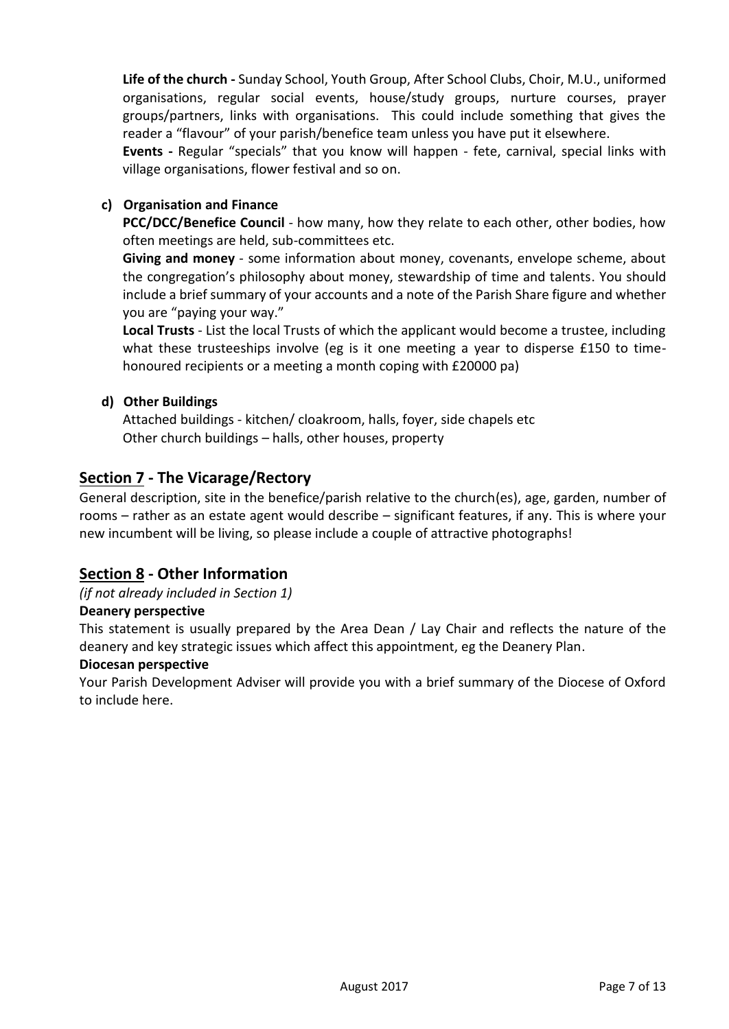**Life of the church -** Sunday School, Youth Group, After School Clubs, Choir, M.U., uniformed organisations, regular social events, house/study groups, nurture courses, prayer groups/partners, links with organisations. This could include something that gives the reader a "flavour" of your parish/benefice team unless you have put it elsewhere.

**Events -** Regular "specials" that you know will happen - fete, carnival, special links with village organisations, flower festival and so on.

**c) Organisation and Finance**

**PCC/DCC/Benefice Council** - how many, how they relate to each other, other bodies, how often meetings are held, sub-committees etc.

**Giving and money** - some information about money, covenants, envelope scheme, about the congregation's philosophy about money, stewardship of time and talents. You should include a brief summary of your accounts and a note of the Parish Share figure and whether you are "paying your way."

**Local Trusts** - List the local Trusts of which the applicant would become a trustee, including what these trusteeships involve (eg is it one meeting a year to disperse £150 to time-honoured recipients or a meeting a month coping with £20000 pa)

**d) Other Buildings**

Attached buildings - kitchen/ cloakroom, halls, foyer, side chapels etc
Other church buildings – halls, other houses, property

## Section 7 - The Vicarage/Rectory

General description, site in the benefice/parish relative to the church(es), age, garden, number of rooms – rather as an estate agent would describe – significant features, if any. This is where your new incumbent will be living, so please include a couple of attractive photographs!

## Section 8 - Other Information

*(if not already included in Section 1)*

**Deanery perspective**

This statement is usually prepared by the Area Dean / Lay Chair and reflects the nature of the deanery and key strategic issues which affect this appointment, eg the Deanery Plan.

**Diocesan perspective**

Your Parish Development Adviser will provide you with a brief summary of the Diocese of Oxford to include here.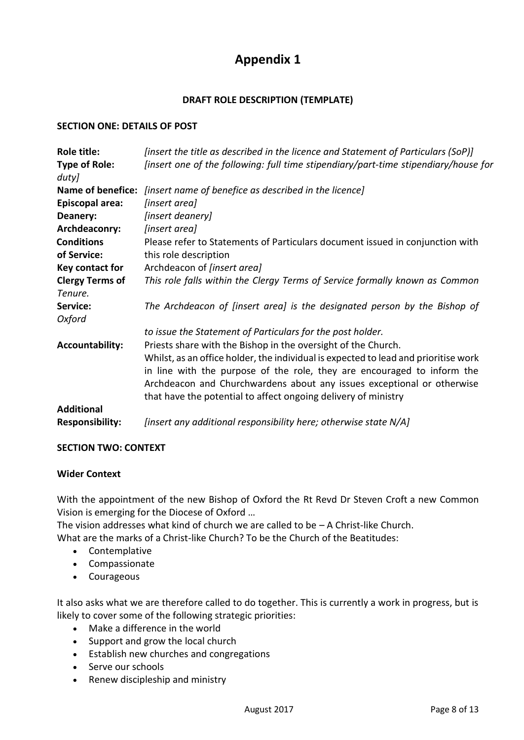# Appendix 1

**DRAFT ROLE DESCRIPTION (TEMPLATE)**

**SECTION ONE: DETAILS OF POST**

| | |
|---|---|
| **Role title:** | *[insert the title as described in the licence and Statement of Particulars (SoP)]* |
| **Type of Role:** | *[insert one of the following: full time stipendiary/part-time stipendiary/house for duty]* |
| **Name of benefice:** | *[insert name of benefice as described in the licence]* |
| **Episcopal area:** | *[insert area]* |
| **Deanery:** | *[insert deanery]* |
| **Archdeaconry:** | *[insert area]* |
| **Conditions of Service:** | Please refer to Statements of Particulars document issued in conjunction with this role description |
| **Key contact for Clergy Terms of Service:** | Archdeacon of *[insert area]* *This role falls within the Clergy Terms of Service formally known as Common Tenure. The Archdeacon of [insert area] is the designated person by the Bishop of Oxford to issue the Statement of Particulars for the post holder.* |
| **Accountability:** | Priests share with the Bishop in the oversight of the Church. Whilst, as an office holder, the individual is expected to lead and prioritise work in line with the purpose of the role, they are encouraged to inform the Archdeacon and Churchwardens about any issues exceptional or otherwise that have the potential to affect ongoing delivery of ministry |
| **Additional Responsibility:** | *[insert any additional responsibility here; otherwise state N/A]* |

**SECTION TWO: CONTEXT**

**Wider Context**

With the appointment of the new Bishop of Oxford the Rt Revd Dr Steven Croft a new Common Vision is emerging for the Diocese of Oxford …

The vision addresses what kind of church we are called to be – A Christ-like Church.

What are the marks of a Christ-like Church? To be the Church of the Beatitudes:

- Contemplative
- Compassionate
- Courageous

It also asks what we are therefore called to do together. This is currently a work in progress, but is likely to cover some of the following strategic priorities:

- Make a difference in the world
- Support and grow the local church
- Establish new churches and congregations
- Serve our schools
- Renew discipleship and ministry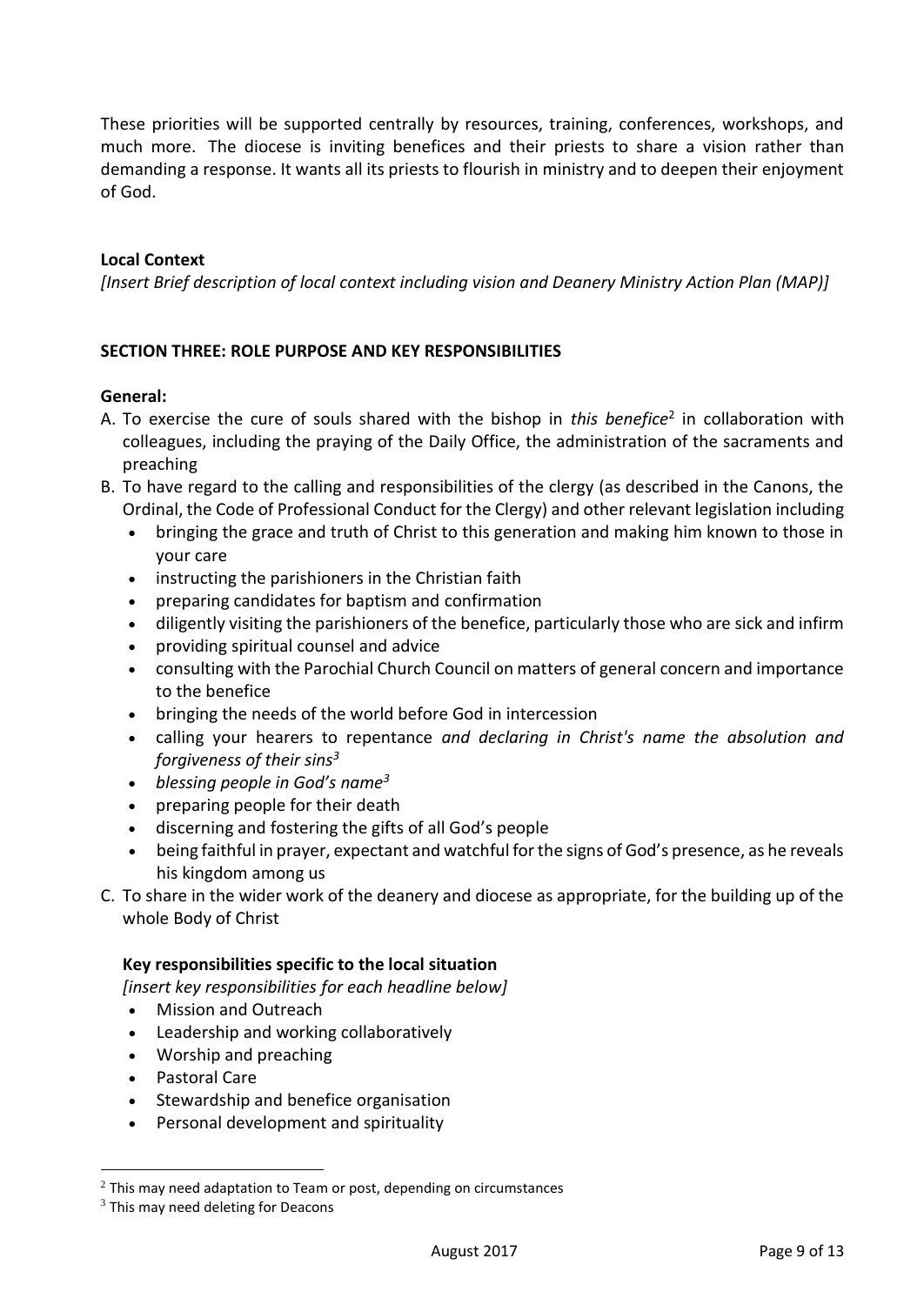These priorities will be supported centrally by resources, training, conferences, workshops, and much more. The diocese is inviting benefices and their priests to share a vision rather than demanding a response. It wants all its priests to flourish in ministry and to deepen their enjoyment of God.

**Local Context**

*[Insert Brief description of local context including vision and Deanery Ministry Action Plan (MAP)]*

## SECTION THREE: ROLE PURPOSE AND KEY RESPONSIBILITIES

**General:**

A. To exercise the cure of souls shared with the bishop in *this benefice*[2] in collaboration with colleagues, including the praying of the Daily Office, the administration of the sacraments and preaching

B. To have regard to the calling and responsibilities of the clergy (as described in the Canons, the Ordinal, the Code of Professional Conduct for the Clergy) and other relevant legislation including
   - bringing the grace and truth of Christ to this generation and making him known to those in your care
   - instructing the parishioners in the Christian faith
   - preparing candidates for baptism and confirmation
   - diligently visiting the parishioners of the benefice, particularly those who are sick and infirm
   - providing spiritual counsel and advice
   - consulting with the Parochial Church Council on matters of general concern and importance to the benefice
   - bringing the needs of the world before God in intercession
   - calling your hearers to repentance *and declaring in Christ's name the absolution and forgiveness of their sins[3]*
   - *blessing people in God's name[3]*
   - preparing people for their death
   - discerning and fostering the gifts of all God's people
   - being faithful in prayer, expectant and watchful for the signs of God's presence, as he reveals his kingdom among us

C. To share in the wider work of the deanery and diocese as appropriate, for the building up of the whole Body of Christ

**Key responsibilities specific to the local situation**

*[insert key responsibilities for each headline below]*

- Mission and Outreach
- Leadership and working collaboratively
- Worship and preaching
- Pastoral Care
- Stewardship and benefice organisation
- Personal development and spirituality

---

[2] This may need adaptation to Team or post, depending on circumstances

[3] This may need deleting for Deacons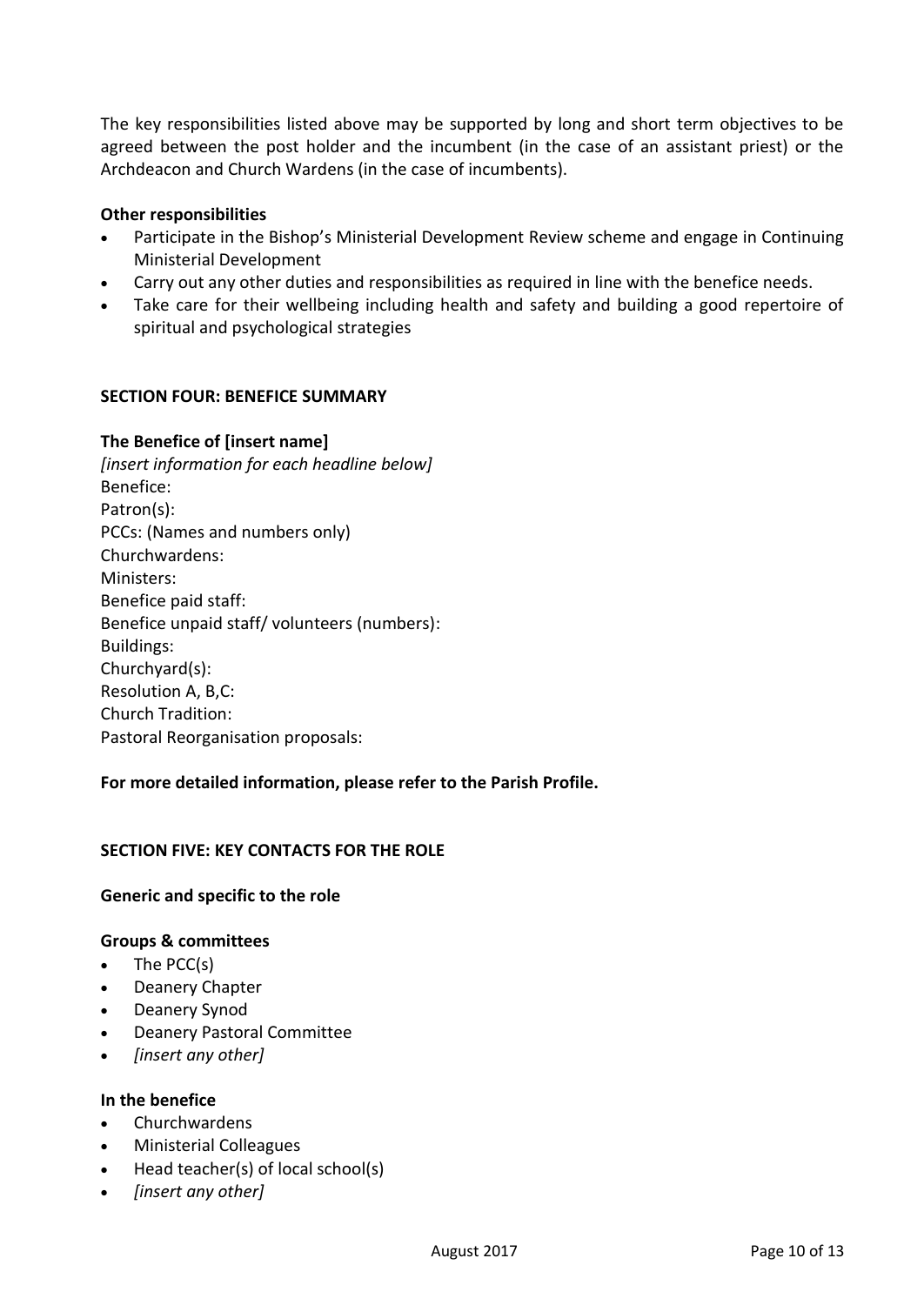The key responsibilities listed above may be supported by long and short term objectives to be agreed between the post holder and the incumbent (in the case of an assistant priest) or the Archdeacon and Church Wardens (in the case of incumbents).

**Other responsibilities**

- Participate in the Bishop's Ministerial Development Review scheme and engage in Continuing Ministerial Development
- Carry out any other duties and responsibilities as required in line with the benefice needs.
- Take care for their wellbeing including health and safety and building a good repertoire of spiritual and psychological strategies

## SECTION FOUR: BENEFICE SUMMARY

**The Benefice of [insert name]**

*[insert information for each headline below]*
Benefice:
Patron(s):
PCCs: (Names and numbers only)
Churchwardens:
Ministers:
Benefice paid staff:
Benefice unpaid staff/ volunteers (numbers):
Buildings:
Churchyard(s):
Resolution A, B,C:
Church Tradition:
Pastoral Reorganisation proposals:

**For more detailed information, please refer to the Parish Profile.**

## SECTION FIVE: KEY CONTACTS FOR THE ROLE

**Generic and specific to the role**

**Groups & committees**

- The PCC(s)
- Deanery Chapter
- Deanery Synod
- Deanery Pastoral Committee
- *[insert any other]*

**In the benefice**

- Churchwardens
- Ministerial Colleagues
- Head teacher(s) of local school(s)
- *[insert any other]*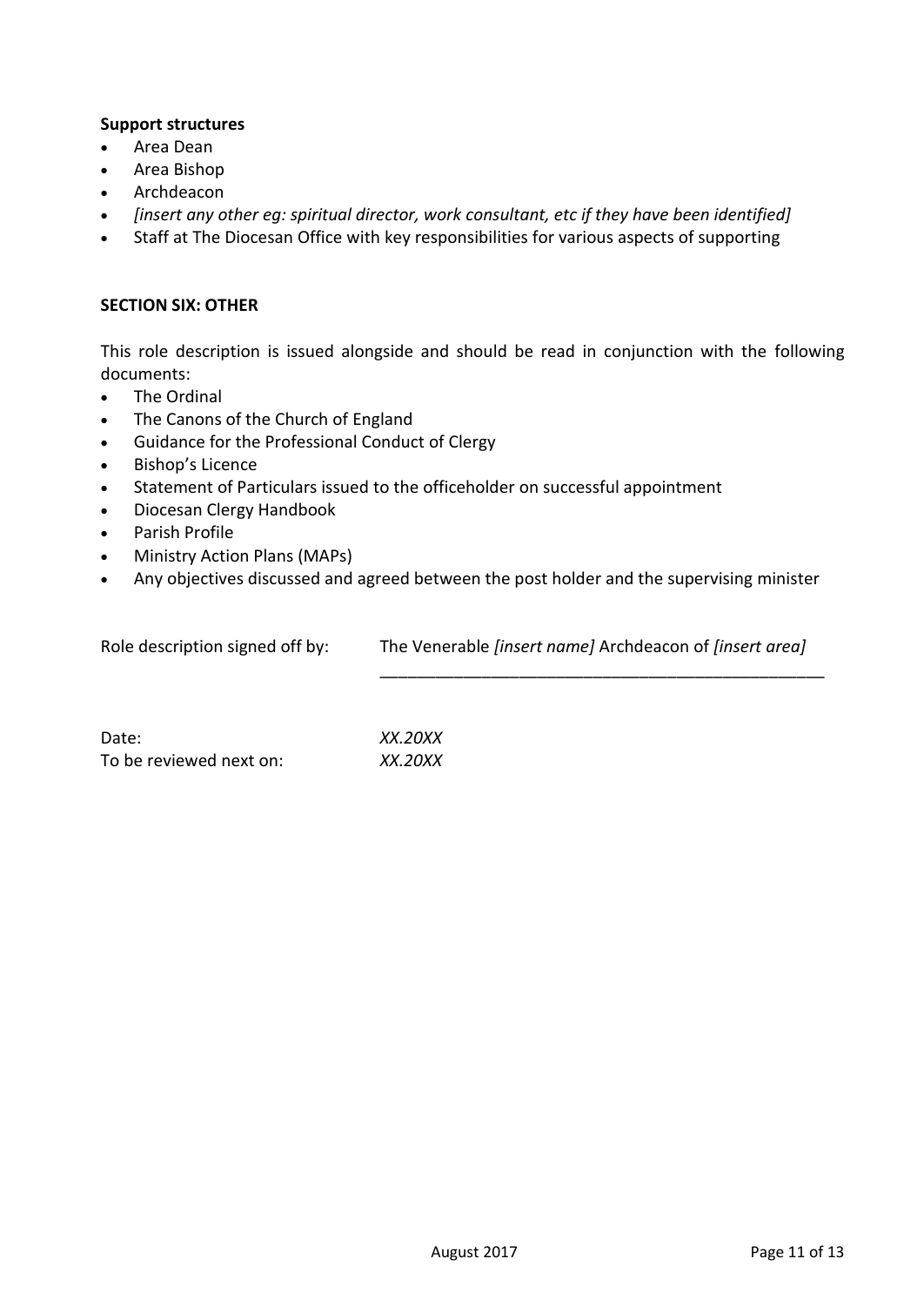**Support structures**

- Area Dean
- Area Bishop
- Archdeacon
- *[insert any other eg: spiritual director, work consultant, etc if they have been identified]*
- Staff at The Diocesan Office with key responsibilities for various aspects of supporting

**SECTION SIX: OTHER**

This role description is issued alongside and should be read in conjunction with the following documents:

- The Ordinal
- The Canons of the Church of England
- Guidance for the Professional Conduct of Clergy
- Bishop's Licence
- Statement of Particulars issued to the officeholder on successful appointment
- Diocesan Clergy Handbook
- Parish Profile
- Ministry Action Plans (MAPs)
- Any objectives discussed and agreed between the post holder and the supervising minister

Role description signed off by: The Venerable *[insert name]* Archdeacon of *[insert area]*

_______________________________________________

Date: *XX.20XX*
To be reviewed next on: *XX.20XX*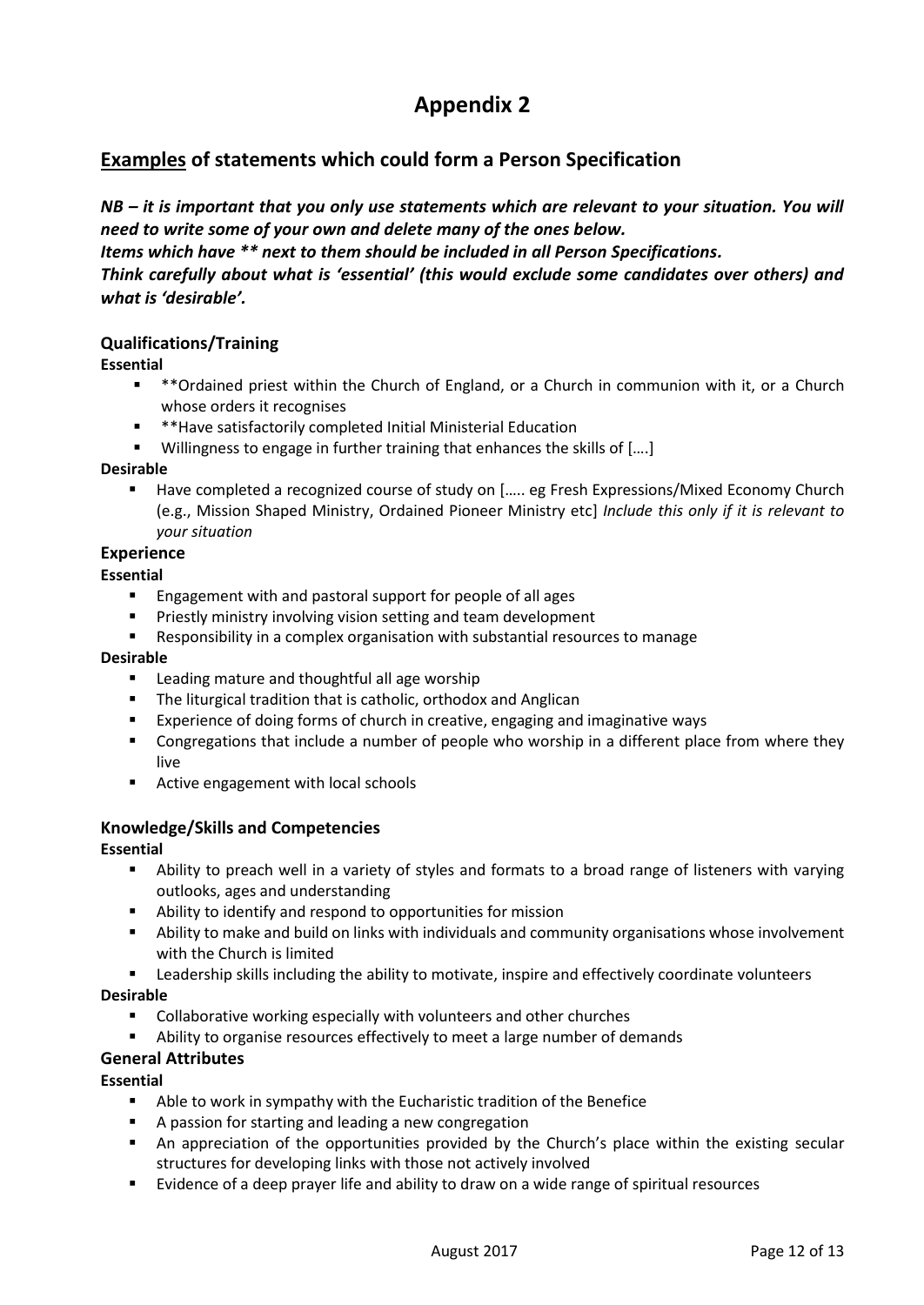# Appendix 2

## Examples of statements which could form a Person Specification

***NB – it is important that you only use statements which are relevant to your situation. You will need to write some of your own and delete many of the ones below.***

***Items which have ** next to them should be included in all Person Specifications.***

***Think carefully about what is 'essential' (this would exclude some candidates over others) and what is 'desirable'.***

### Qualifications/Training

**Essential**

- **Ordained priest within the Church of England, or a Church in communion with it, or a Church whose orders it recognises
- **Have satisfactorily completed Initial Ministerial Education
- Willingness to engage in further training that enhances the skills of [….]

**Desirable**

- Have completed a recognized course of study on [….. eg Fresh Expressions/Mixed Economy Church (e.g., Mission Shaped Ministry, Ordained Pioneer Ministry etc] *Include this only if it is relevant to your situation*

### Experience

**Essential**

- Engagement with and pastoral support for people of all ages
- Priestly ministry involving vision setting and team development
- Responsibility in a complex organisation with substantial resources to manage

**Desirable**

- Leading mature and thoughtful all age worship
- The liturgical tradition that is catholic, orthodox and Anglican
- Experience of doing forms of church in creative, engaging and imaginative ways
- Congregations that include a number of people who worship in a different place from where they live
- Active engagement with local schools

### Knowledge/Skills and Competencies

**Essential**

- Ability to preach well in a variety of styles and formats to a broad range of listeners with varying outlooks, ages and understanding
- Ability to identify and respond to opportunities for mission
- Ability to make and build on links with individuals and community organisations whose involvement with the Church is limited
- Leadership skills including the ability to motivate, inspire and effectively coordinate volunteers

**Desirable**

- Collaborative working especially with volunteers and other churches
- Ability to organise resources effectively to meet a large number of demands

### General Attributes

**Essential**

- Able to work in sympathy with the Eucharistic tradition of the Benefice
- A passion for starting and leading a new congregation
- An appreciation of the opportunities provided by the Church's place within the existing secular structures for developing links with those not actively involved
- Evidence of a deep prayer life and ability to draw on a wide range of spiritual resources

August 2017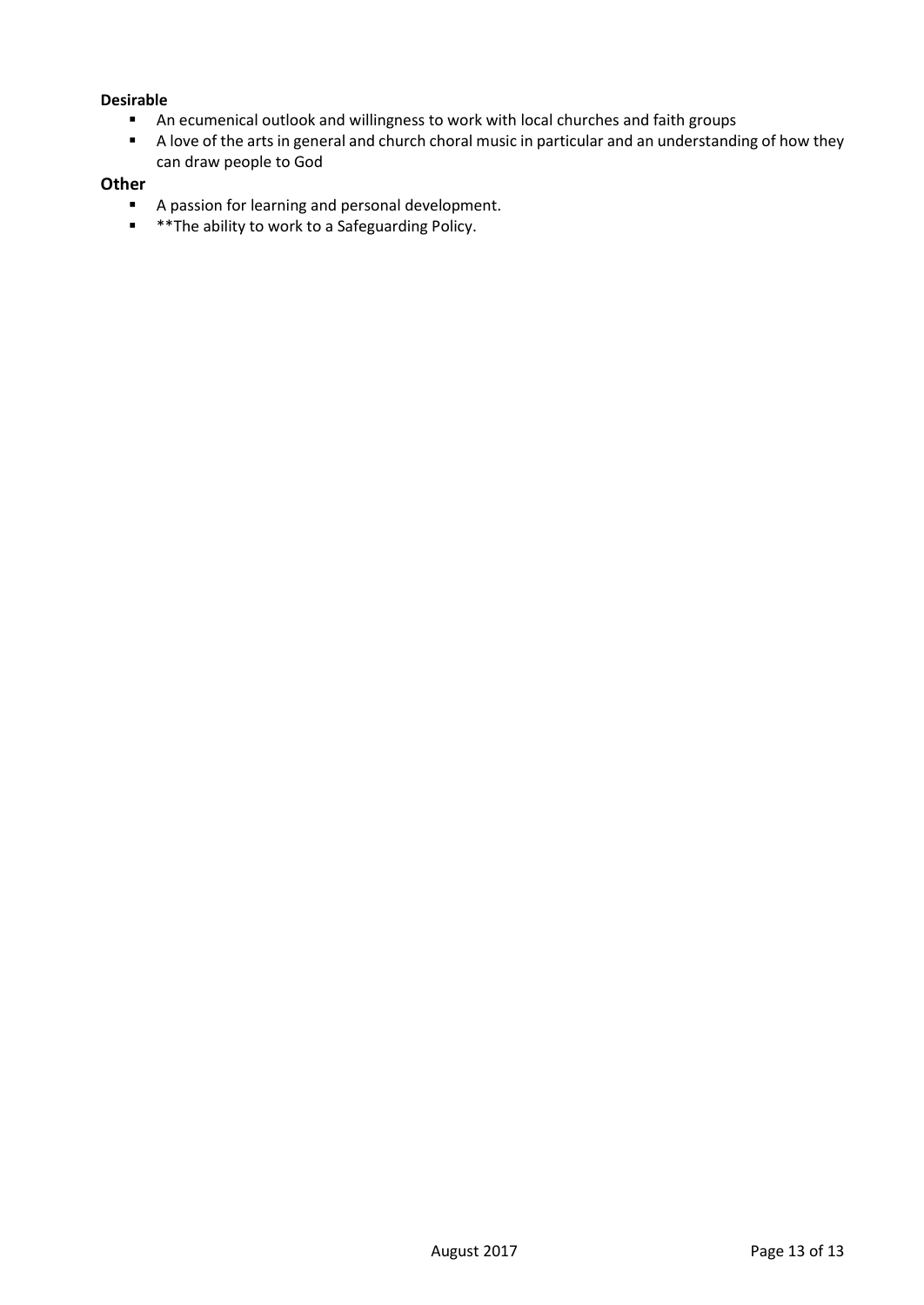**Desirable**

- An ecumenical outlook and willingness to work with local churches and faith groups
- A love of the arts in general and church choral music in particular and an understanding of how they can draw people to God

**Other**

- A passion for learning and personal development.
- **The ability to work to a Safeguarding Policy.